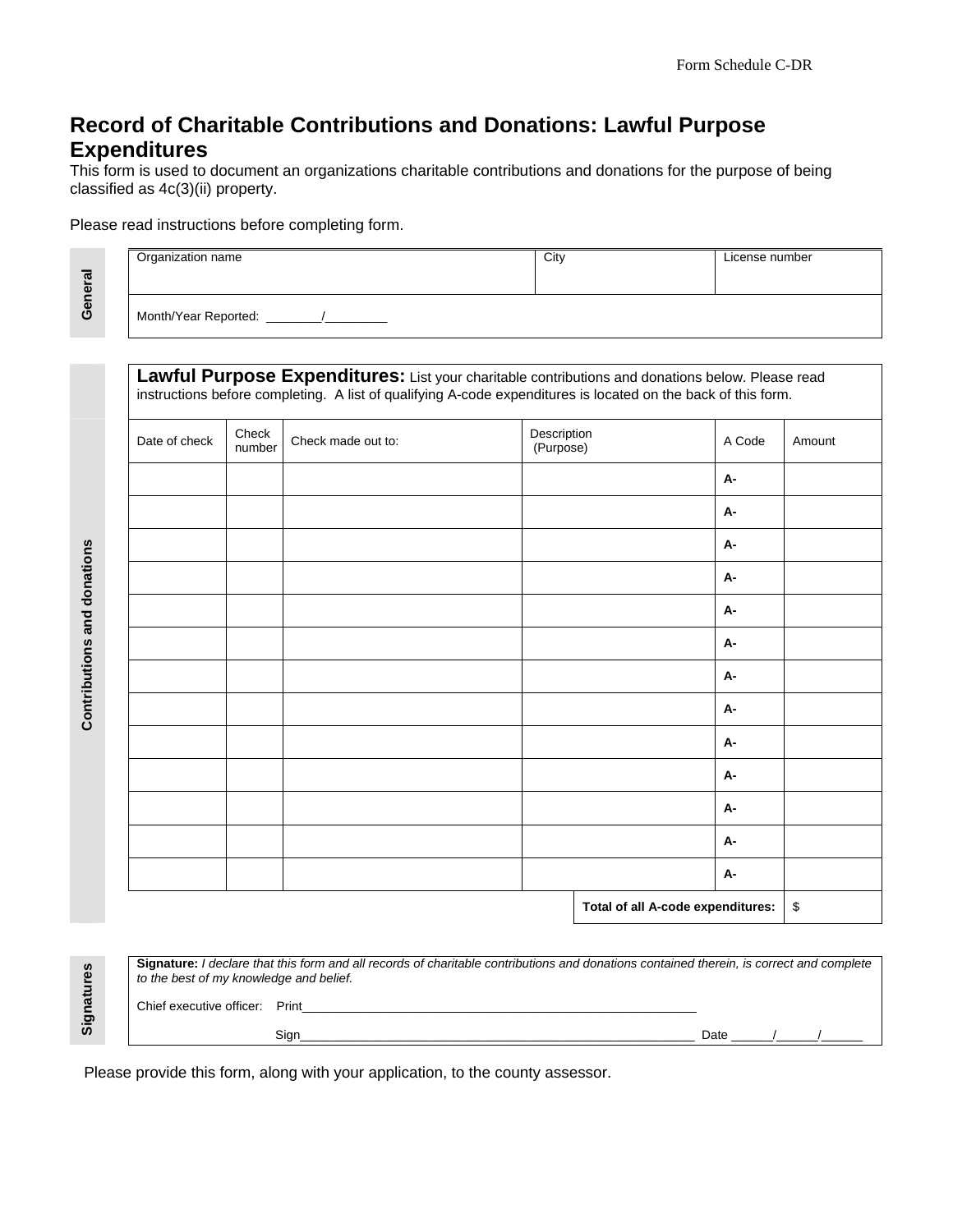Form Schedule C-DR

# Record of Charitable Contributions and Donations: Lawful Purpose Expenditures

This form is used to document an organizations charitable contributions and donations for the purpose of being classified as 4c(3)(ii) property.

Please read instructions before completing form.

## General

| Organization name | City | License number |
|---|---|---|
| | | |
| Month/Year Reported: ________/_________ | | |

## Contributions and donations

**Lawful Purpose Expenditures:** List your charitable contributions and donations below. Please read instructions before completing. A list of qualifying A-code expenditures is located on the back of this form.

| Date of check | Check number | Check made out to: | Description (Purpose) | A Code | Amount |
|---|---|---|---|---|---|
| | | | | A- | |
| | | | | A- | |
| | | | | A- | |
| | | | | A- | |
| | | | | A- | |
| | | | | A- | |
| | | | | A- | |
| | | | | A- | |
| | | | | A- | |
| | | | | A- | |
| | | | | A- | |
| | | | | A- | |
| | | | | A- | |
| | | | | **Total of all A-code expenditures:** | $ |

## Signatures

**Signature:** *I declare that this form and all records of charitable contributions and donations contained therein, is correct and complete to the best of my knowledge and belief.*

Chief executive officer: Print________________________________________________________

Sign________________________________________________________ Date ______/______/______

Please provide this form, along with your application, to the county assessor.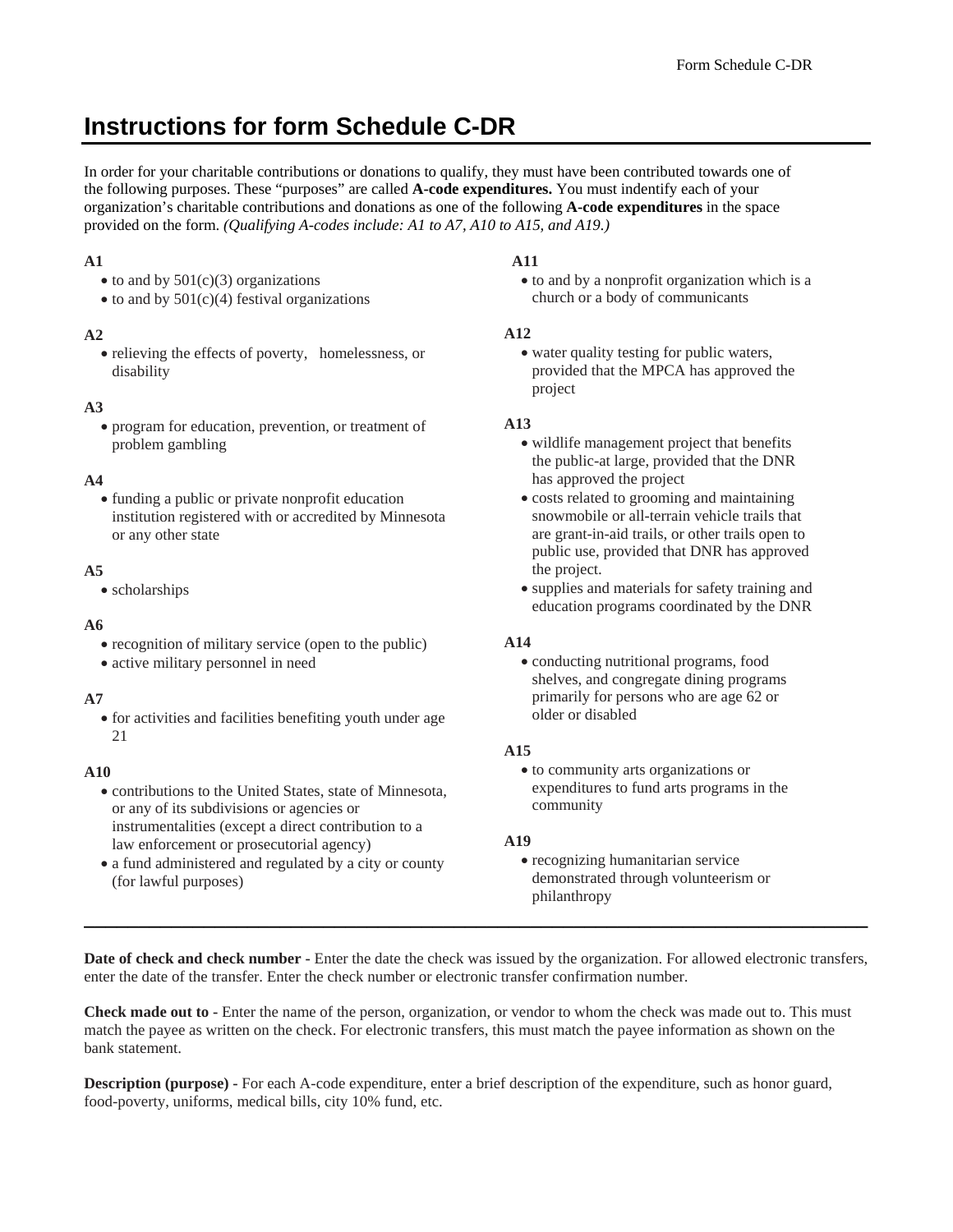# Instructions for form Schedule C-DR

In order for your charitable contributions or donations to qualify, they must have been contributed towards one of the following purposes. These "purposes" are called **A-code expenditures.** You must indentify each of your organization's charitable contributions and donations as one of the following **A-code expenditures** in the space provided on the form. *(Qualifying A-codes include: A1 to A7, A10 to A15, and A19.)*

**A1**
- to and by 501(c)(3) organizations
- to and by 501(c)(4) festival organizations

**A2**
- relieving the effects of poverty, homelessness, or disability

**A3**
- program for education, prevention, or treatment of problem gambling

**A4**
- funding a public or private nonprofit education institution registered with or accredited by Minnesota or any other state

**A5**
- scholarships

**A6**
- recognition of military service (open to the public)
- active military personnel in need

**A7**
- for activities and facilities benefiting youth under age 21

**A10**
- contributions to the United States, state of Minnesota, or any of its subdivisions or agencies or instrumentalities (except a direct contribution to a law enforcement or prosecutorial agency)
- a fund administered and regulated by a city or county (for lawful purposes)

**A11**
- to and by a nonprofit organization which is a church or a body of communicants

**A12**
- water quality testing for public waters, provided that the MPCA has approved the project

**A13**
- wildlife management project that benefits the public-at large, provided that the DNR has approved the project
- costs related to grooming and maintaining snowmobile or all-terrain vehicle trails that are grant-in-aid trails, or other trails open to public use, provided that DNR has approved the project.
- supplies and materials for safety training and education programs coordinated by the DNR

**A14**
- conducting nutritional programs, food shelves, and congregate dining programs primarily for persons who are age 62 or older or disabled

**A15**
- to community arts organizations or expenditures to fund arts programs in the community

**A19**
- recognizing humanitarian service demonstrated through volunteerism or philanthropy

---

**Date of check and check number -** Enter the date the check was issued by the organization. For allowed electronic transfers, enter the date of the transfer. Enter the check number or electronic transfer confirmation number.

**Check made out to** - Enter the name of the person, organization, or vendor to whom the check was made out to. This must match the payee as written on the check. For electronic transfers, this must match the payee information as shown on the bank statement.

**Description (purpose) -** For each A-code expenditure, enter a brief description of the expenditure, such as honor guard, food-poverty, uniforms, medical bills, city 10% fund, etc.